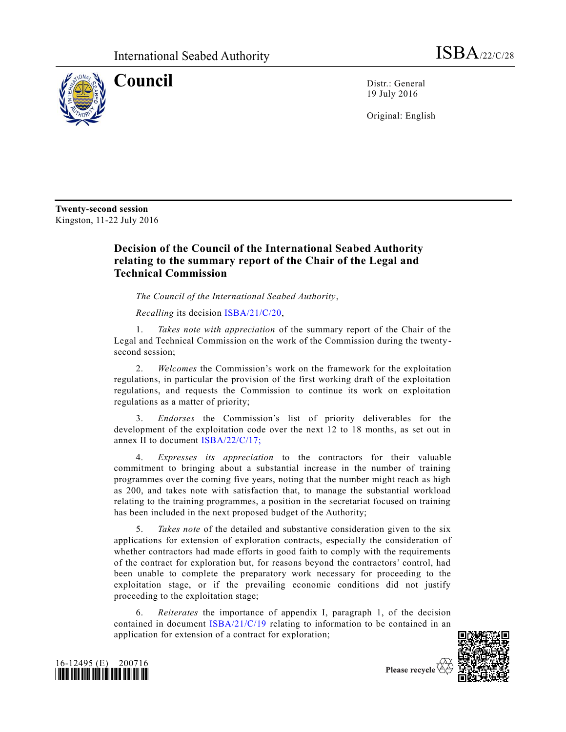International Seabed Authority

ISBA/22/C/28

# Council

Distr.: General
19 July 2016

Original: English

**Twenty-second session**
Kingston, 11-22 July 2016

## Decision of the Council of the International Seabed Authority relating to the summary report of the Chair of the Legal and Technical Commission

*The Council of the International Seabed Authority*,

*Recalling* its decision ISBA/21/C/20,

1. *Takes note with appreciation* of the summary report of the Chair of the Legal and Technical Commission on the work of the Commission during the twenty-second session;

2. *Welcomes* the Commission's work on the framework for the exploitation regulations, in particular the provision of the first working draft of the exploitation regulations, and requests the Commission to continue its work on exploitation regulations as a matter of priority;

3. *Endorses* the Commission's list of priority deliverables for the development of the exploitation code over the next 12 to 18 months, as set out in annex II to document ISBA/22/C/17;

4. *Expresses its appreciation* to the contractors for their valuable commitment to bringing about a substantial increase in the number of training programmes over the coming five years, noting that the number might reach as high as 200, and takes note with satisfaction that, to manage the substantial workload relating to the training programmes, a position in the secretariat focused on training has been included in the next proposed budget of the Authority;

5. *Takes note* of the detailed and substantive consideration given to the six applications for extension of exploration contracts, especially the consideration of whether contractors had made efforts in good faith to comply with the requirements of the contract for exploration but, for reasons beyond the contractors' control, had been unable to complete the preparatory work necessary for proceeding to the exploitation stage, or if the prevailing economic conditions did not justify proceeding to the exploitation stage;

6. *Reiterates* the importance of appendix I, paragraph 1, of the decision contained in document ISBA/21/C/19 relating to information to be contained in an application for extension of a contract for exploration;

16-12495 (E) 200716

Please recycle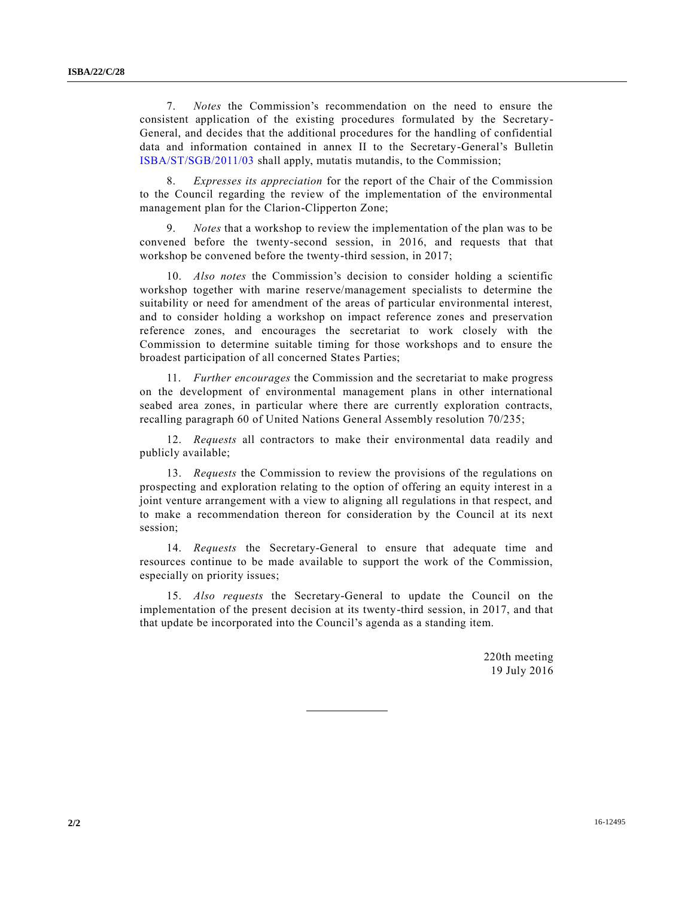7. *Notes* the Commission's recommendation on the need to ensure the consistent application of the existing procedures formulated by the Secretary-General, and decides that the additional procedures for the handling of confidential data and information contained in annex II to the Secretary-General's Bulletin ISBA/ST/SGB/2011/03 shall apply, mutatis mutandis, to the Commission;

8. *Expresses its appreciation* for the report of the Chair of the Commission to the Council regarding the review of the implementation of the environmental management plan for the Clarion-Clipperton Zone;

9. *Notes* that a workshop to review the implementation of the plan was to be convened before the twenty-second session, in 2016, and requests that that workshop be convened before the twenty-third session, in 2017;

10. *Also notes* the Commission's decision to consider holding a scientific workshop together with marine reserve/management specialists to determine the suitability or need for amendment of the areas of particular environmental interest, and to consider holding a workshop on impact reference zones and preservation reference zones, and encourages the secretariat to work closely with the Commission to determine suitable timing for those workshops and to ensure the broadest participation of all concerned States Parties;

11. *Further encourages* the Commission and the secretariat to make progress on the development of environmental management plans in other international seabed area zones, in particular where there are currently exploration contracts, recalling paragraph 60 of United Nations General Assembly resolution 70/235;

12. *Requests* all contractors to make their environmental data readily and publicly available;

13. *Requests* the Commission to review the provisions of the regulations on prospecting and exploration relating to the option of offering an equity interest in a joint venture arrangement with a view to aligning all regulations in that respect, and to make a recommendation thereon for consideration by the Council at its next session;

14. *Requests* the Secretary-General to ensure that adequate time and resources continue to be made available to support the work of the Commission, especially on priority issues;

15. *Also requests* the Secretary-General to update the Council on the implementation of the present decision at its twenty-third session, in 2017, and that that update be incorporated into the Council's agenda as a standing item.

220th meeting
19 July 2016